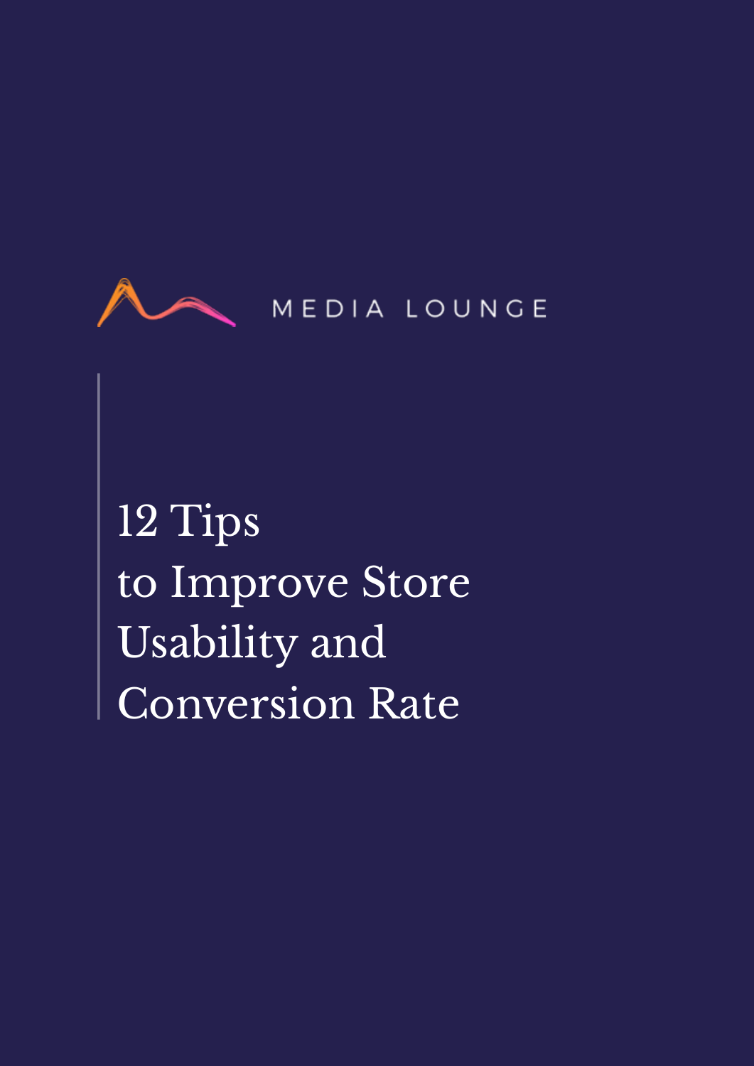MEDIA LOUNGE

# 12 Tips to Improve Store Usability and Conversion Rate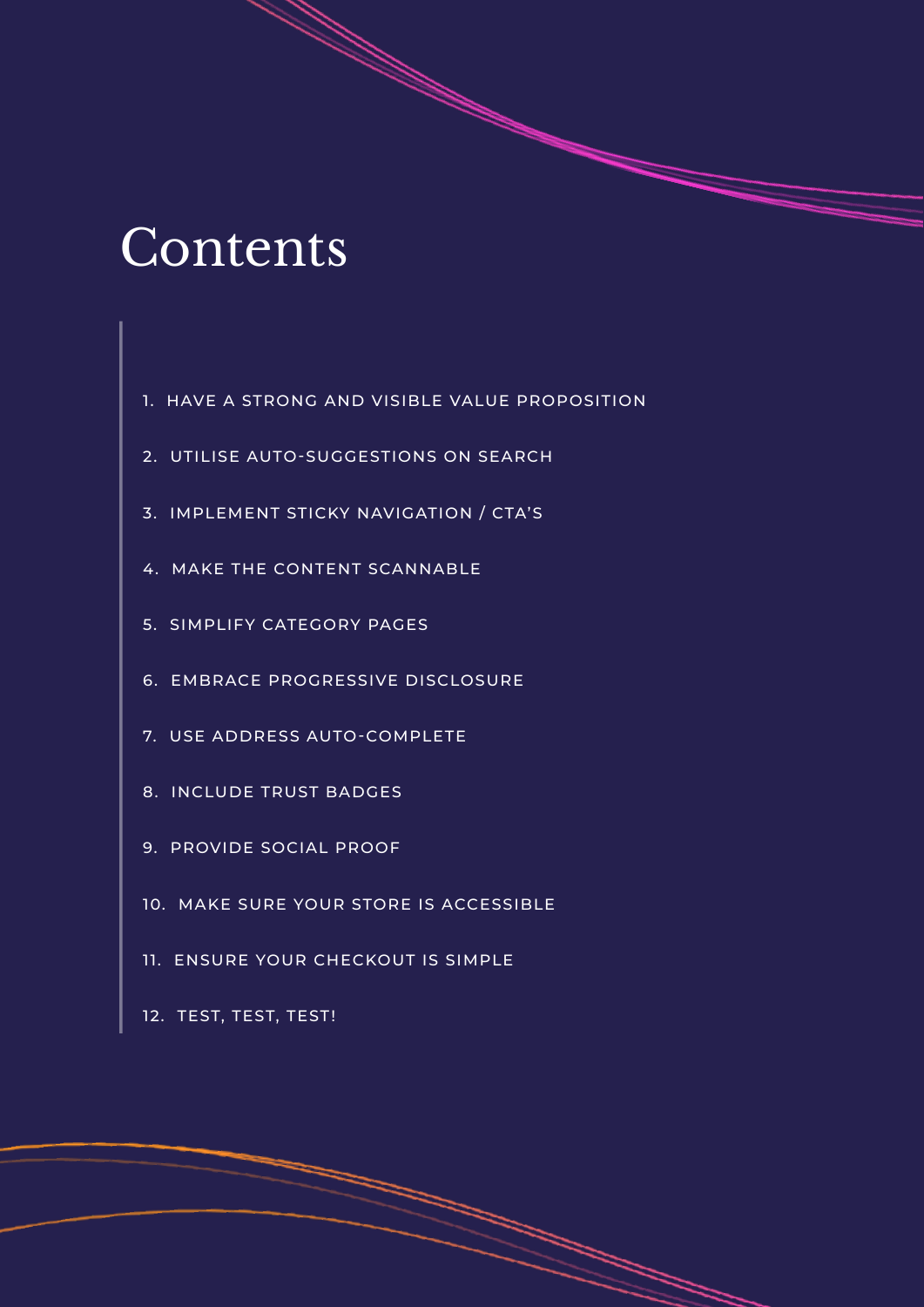# Contents

1. HAVE A STRONG AND VISIBLE VALUE PROPOSITION
2. UTILISE AUTO-SUGGESTIONS ON SEARCH
3. IMPLEMENT STICKY NAVIGATION / CTA'S
4. MAKE THE CONTENT SCANNABLE
5. SIMPLIFY CATEGORY PAGES
6. EMBRACE PROGRESSIVE DISCLOSURE
7. USE ADDRESS AUTO-COMPLETE
8. INCLUDE TRUST BADGES
9. PROVIDE SOCIAL PROOF
10. MAKE SURE YOUR STORE IS ACCESSIBLE
11. ENSURE YOUR CHECKOUT IS SIMPLE
12. TEST, TEST, TEST!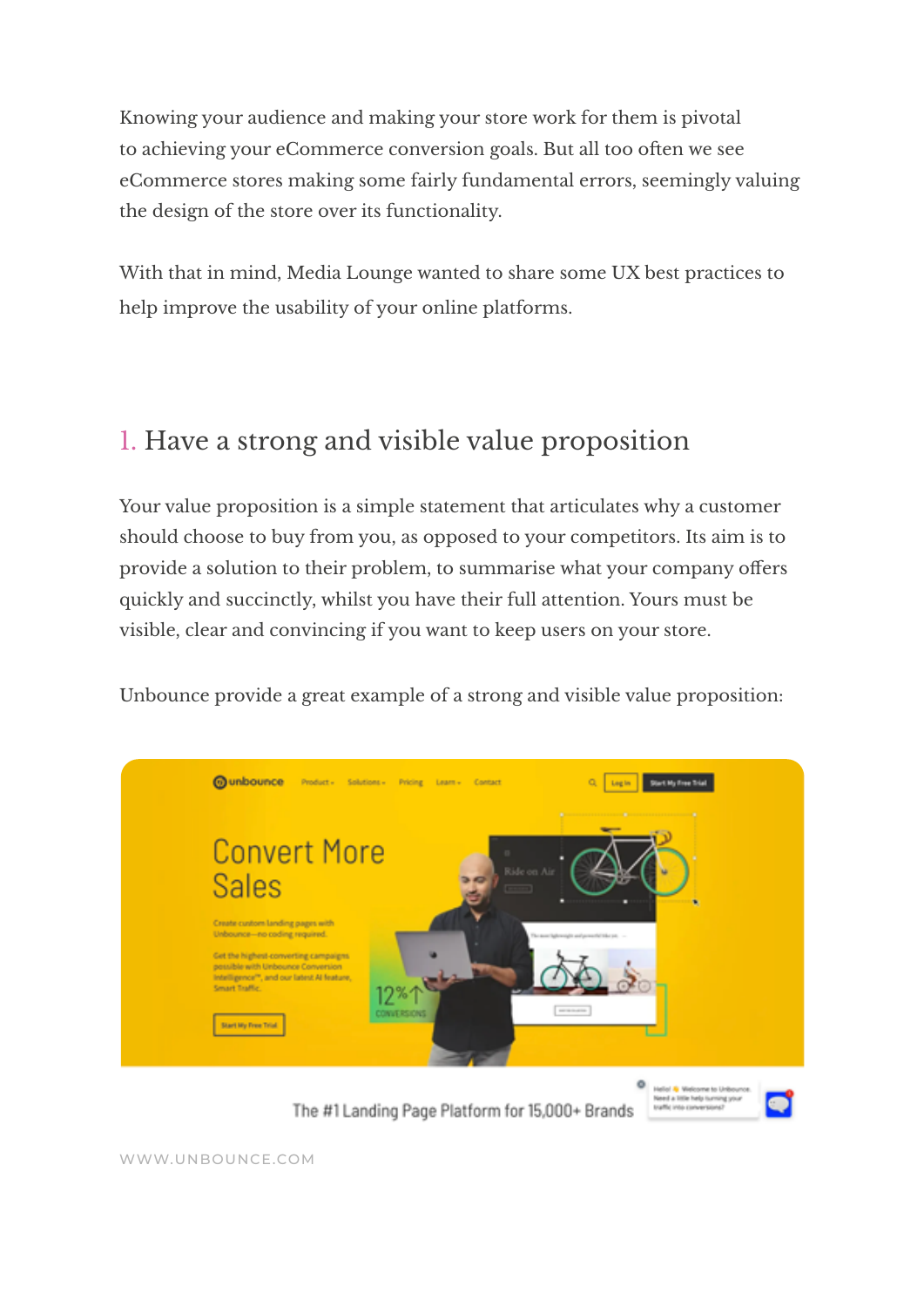Knowing your audience and making your store work for them is pivotal to achieving your eCommerce conversion goals. But all too often we see eCommerce stores making some fairly fundamental errors, seemingly valuing the design of the store over its functionality.

With that in mind, Media Lounge wanted to share some UX best practices to help improve the usability of your online platforms.

## 1. Have a strong and visible value proposition

Your value proposition is a simple statement that articulates why a customer should choose to buy from you, as opposed to your competitors. Its aim is to provide a solution to their problem, to summarise what your company offers quickly and succinctly, whilst you have their full attention. Yours must be visible, clear and convincing if you want to keep users on your store.

Unbounce provide a great example of a strong and visible value proposition:

WWW.UNBOUNCE.COM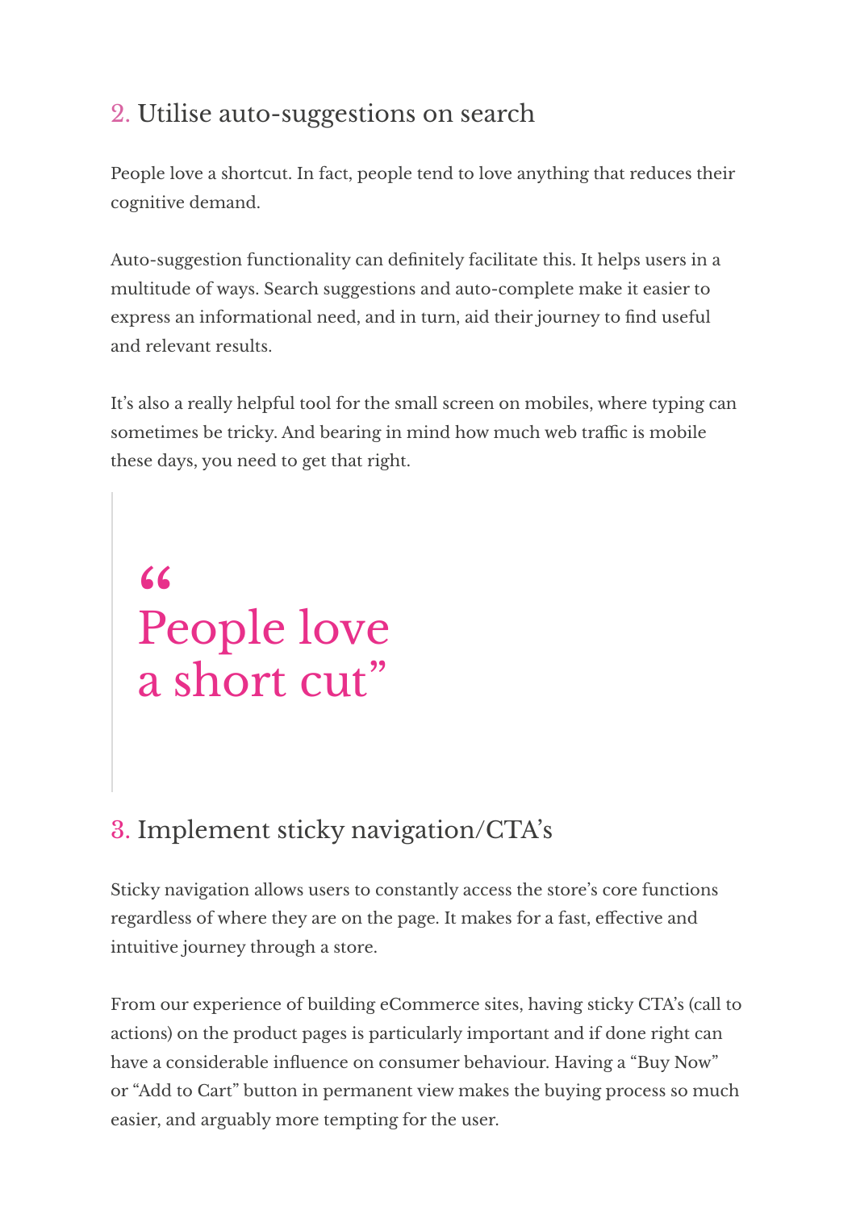## 2. Utilise auto-suggestions on search

People love a shortcut. In fact, people tend to love anything that reduces their cognitive demand.

Auto-suggestion functionality can definitely facilitate this. It helps users in a multitude of ways. Search suggestions and auto-complete make it easier to express an informational need, and in turn, aid their journey to find useful and relevant results.

It's also a really helpful tool for the small screen on mobiles, where typing can sometimes be tricky. And bearing in mind how much web traffic is mobile these days, you need to get that right.

> "People love a short cut"

## 3. Implement sticky navigation/CTA's

Sticky navigation allows users to constantly access the store's core functions regardless of where they are on the page. It makes for a fast, effective and intuitive journey through a store.

From our experience of building eCommerce sites, having sticky CTA's (call to actions) on the product pages is particularly important and if done right can have a considerable influence on consumer behaviour. Having a "Buy Now" or "Add to Cart" button in permanent view makes the buying process so much easier, and arguably more tempting for the user.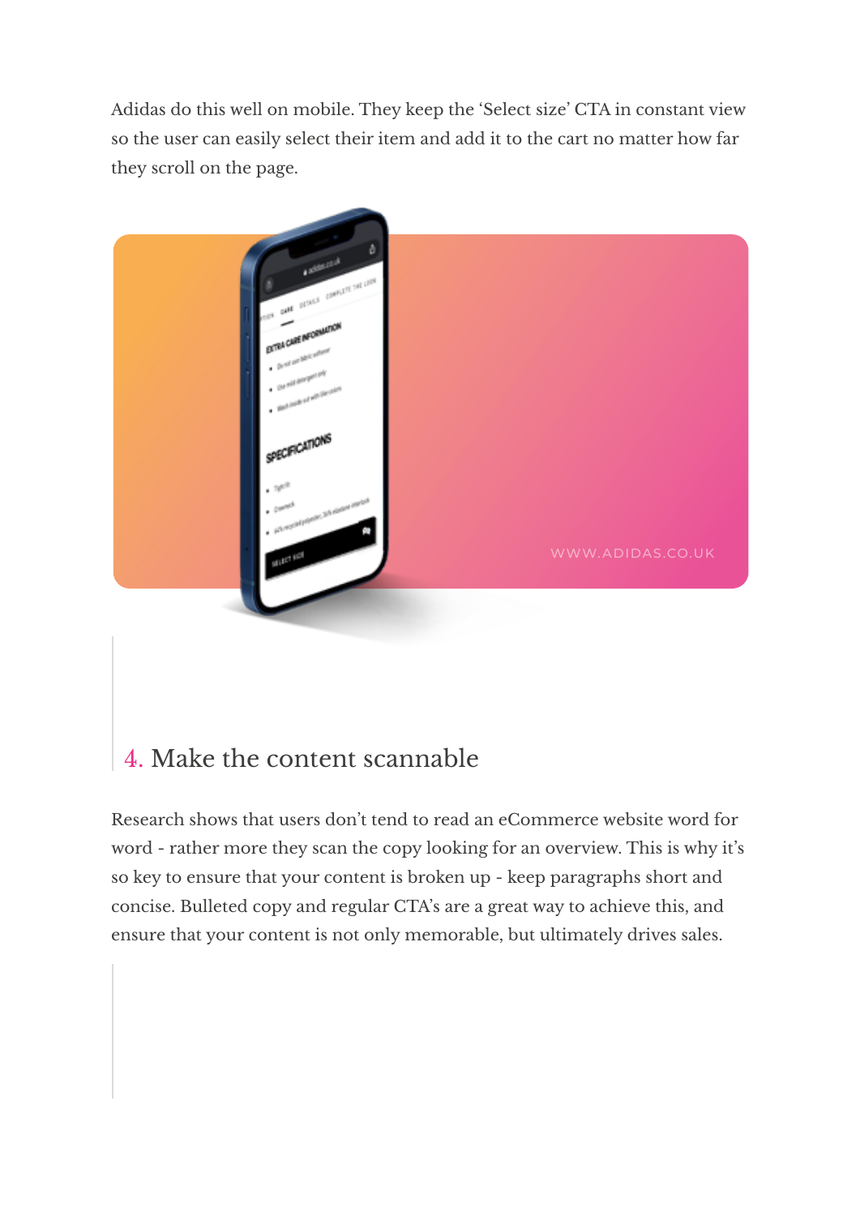Adidas do this well on mobile. They keep the 'Select size' CTA in constant view so the user can easily select their item and add it to the cart no matter how far they scroll on the page.

WWW.ADIDAS.CO.UK

## 4. Make the content scannable

Research shows that users don't tend to read an eCommerce website word for word - rather more they scan the copy looking for an overview. This is why it's so key to ensure that your content is broken up - keep paragraphs short and concise. Bulleted copy and regular CTA's are a great way to achieve this, and ensure that your content is not only memorable, but ultimately drives sales.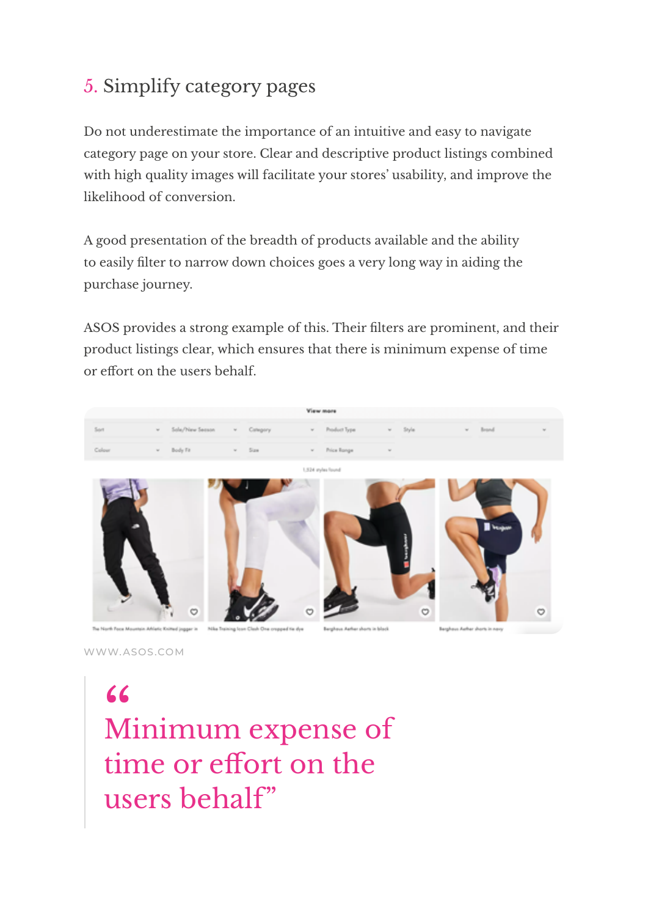## 5. Simplify category pages

Do not underestimate the importance of an intuitive and easy to navigate category page on your store. Clear and descriptive product listings combined with high quality images will facilitate your stores' usability, and improve the likelihood of conversion.

A good presentation of the breadth of products available and the ability to easily filter to narrow down choices goes a very long way in aiding the purchase journey.

ASOS provides a strong example of this. Their filters are prominent, and their product listings clear, which ensures that there is minimum expense of time or effort on the users behalf.

WWW.ASOS.COM

> "Minimum expense of time or effort on the users behalf"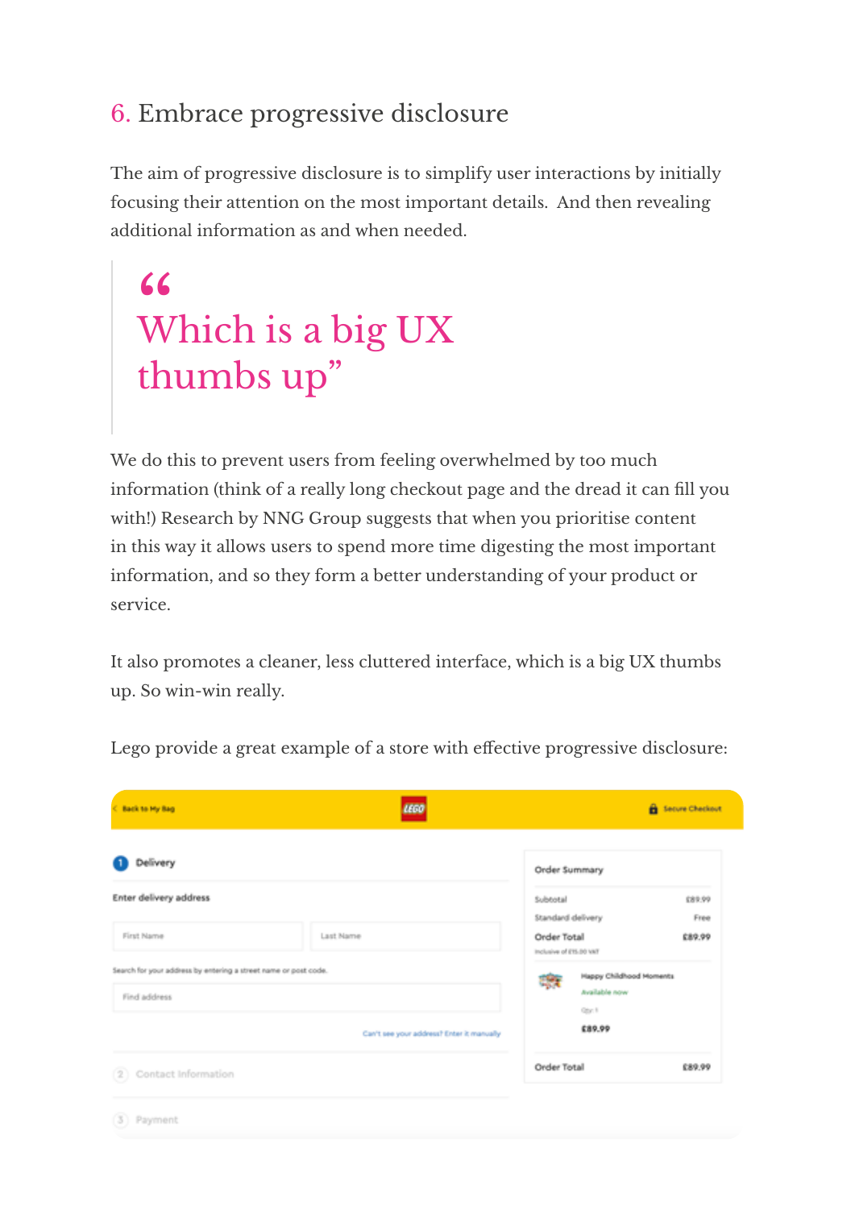## 6. Embrace progressive disclosure

The aim of progressive disclosure is to simplify user interactions by initially focusing their attention on the most important details. And then revealing additional information as and when needed.

> "Which is a big UX thumbs up"

We do this to prevent users from feeling overwhelmed by too much information (think of a really long checkout page and the dread it can fill you with!) Research by NNG Group suggests that when you prioritise content in this way it allows users to spend more time digesting the most important information, and so they form a better understanding of your product or service.

It also promotes a cleaner, less cluttered interface, which is a big UX thumbs up. So win-win really.

Lego provide a great example of a store with effective progressive disclosure: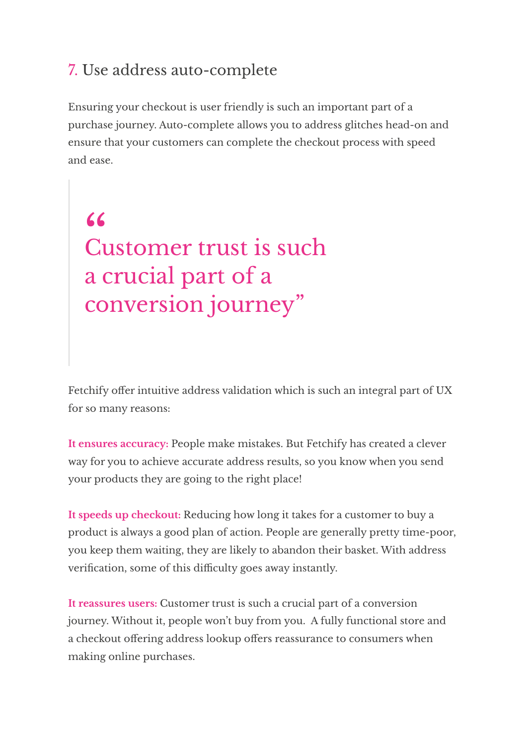## 7. Use address auto-complete

Ensuring your checkout is user friendly is such an important part of a purchase journey. Auto-complete allows you to address glitches head-on and ensure that your customers can complete the checkout process with speed and ease.

> “Customer trust is such a crucial part of a conversion journey”

Fetchify offer intuitive address validation which is such an integral part of UX for so many reasons:

**It ensures accuracy:** People make mistakes. But Fetchify has created a clever way for you to achieve accurate address results, so you know when you send your products they are going to the right place!

**It speeds up checkout:** Reducing how long it takes for a customer to buy a product is always a good plan of action. People are generally pretty time-poor, you keep them waiting, they are likely to abandon their basket. With address verification, some of this difficulty goes away instantly.

**It reassures users:** Customer trust is such a crucial part of a conversion journey. Without it, people won’t buy from you. A fully functional store and a checkout offering address lookup offers reassurance to consumers when making online purchases.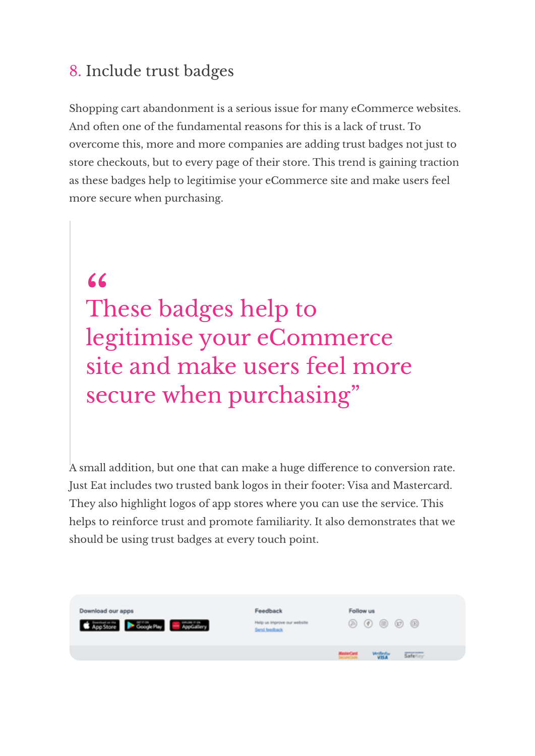## 8. Include trust badges

Shopping cart abandonment is a serious issue for many eCommerce websites. And often one of the fundamental reasons for this is a lack of trust. To overcome this, more and more companies are adding trust badges not just to store checkouts, but to every page of their store. This trend is gaining traction as these badges help to legitimise your eCommerce site and make users feel more secure when purchasing.

> “These badges help to legitimise your eCommerce site and make users feel more secure when purchasing”

A small addition, but one that can make a huge difference to conversion rate. Just Eat includes two trusted bank logos in their footer: Visa and Mastercard. They also highlight logos of app stores where you can use the service. This helps to reinforce trust and promote familiarity. It also demonstrates that we should be using trust badges at every touch point.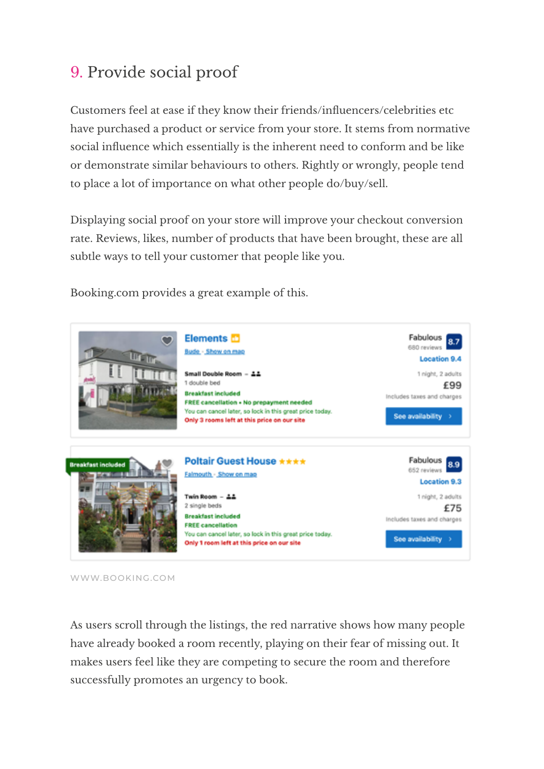## 9. Provide social proof

Customers feel at ease if they know their friends/influencers/celebrities etc have purchased a product or service from your store. It stems from normative social influence which essentially is the inherent need to conform and be like or demonstrate similar behaviours to others. Rightly or wrongly, people tend to place a lot of importance on what other people do/buy/sell.

Displaying social proof on your store will improve your checkout conversion rate. Reviews, likes, number of products that have been brought, these are all subtle ways to tell your customer that people like you.

Booking.com provides a great example of this.

WWW.BOOKING.COM

As users scroll through the listings, the red narrative shows how many people have already booked a room recently, playing on their fear of missing out. It makes users feel like they are competing to secure the room and therefore successfully promotes an urgency to book.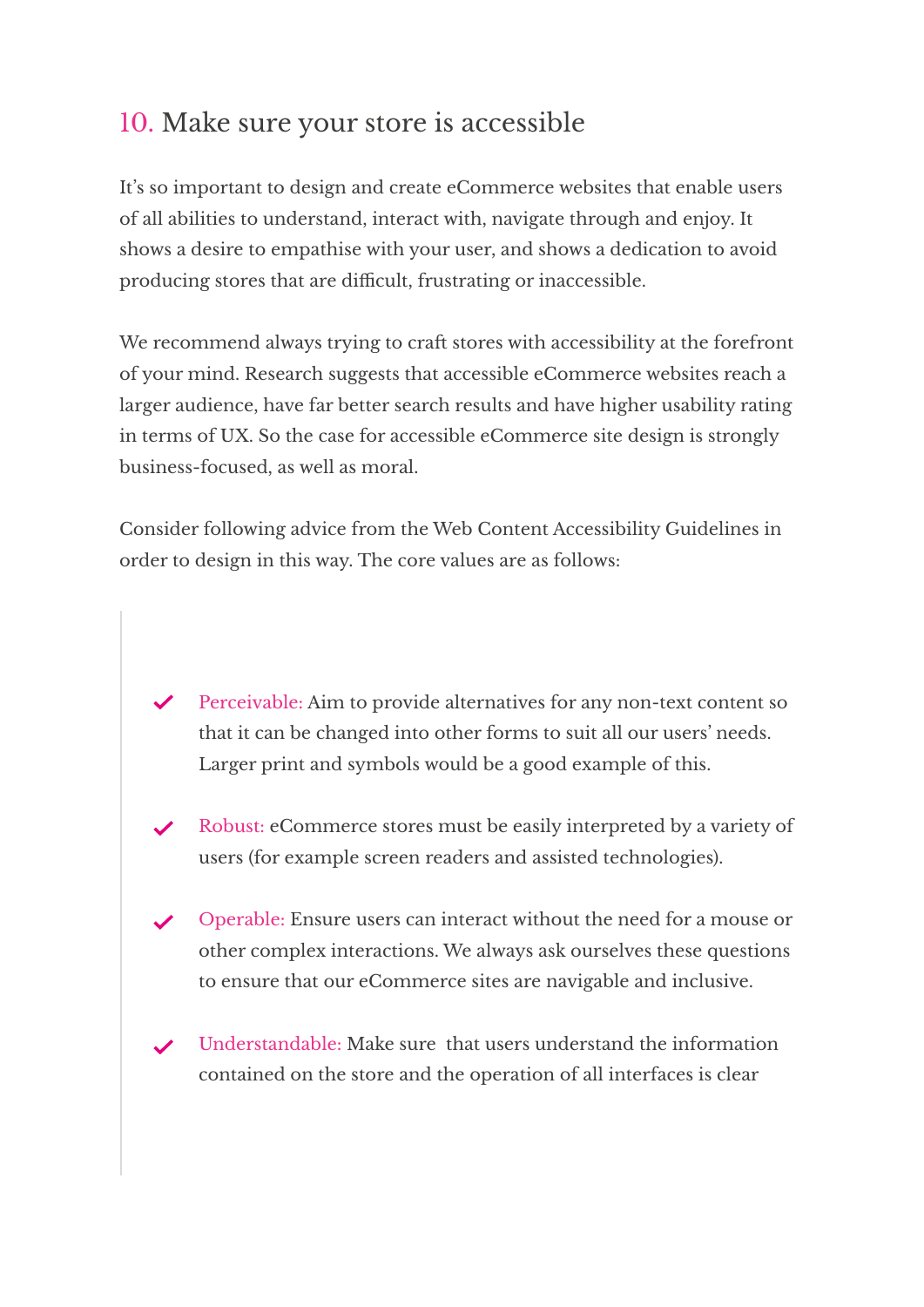## 10. Make sure your store is accessible

It's so important to design and create eCommerce websites that enable users of all abilities to understand, interact with, navigate through and enjoy. It shows a desire to empathise with your user, and shows a dedication to avoid producing stores that are difficult, frustrating or inaccessible.

We recommend always trying to craft stores with accessibility at the forefront of your mind. Research suggests that accessible eCommerce websites reach a larger audience, have far better search results and have higher usability rating in terms of UX. So the case for accessible eCommerce site design is strongly business-focused, as well as moral.

Consider following advice from the Web Content Accessibility Guidelines in order to design in this way. The core values are as follows:

- ✔ Perceivable: Aim to provide alternatives for any non-text content so that it can be changed into other forms to suit all our users' needs. Larger print and symbols would be a good example of this.
- ✔ Robust: eCommerce stores must be easily interpreted by a variety of users (for example screen readers and assisted technologies).
- ✔ Operable: Ensure users can interact without the need for a mouse or other complex interactions. We always ask ourselves these questions to ensure that our eCommerce sites are navigable and inclusive.
- ✔ Understandable: Make sure that users understand the information contained on the store and the operation of all interfaces is clear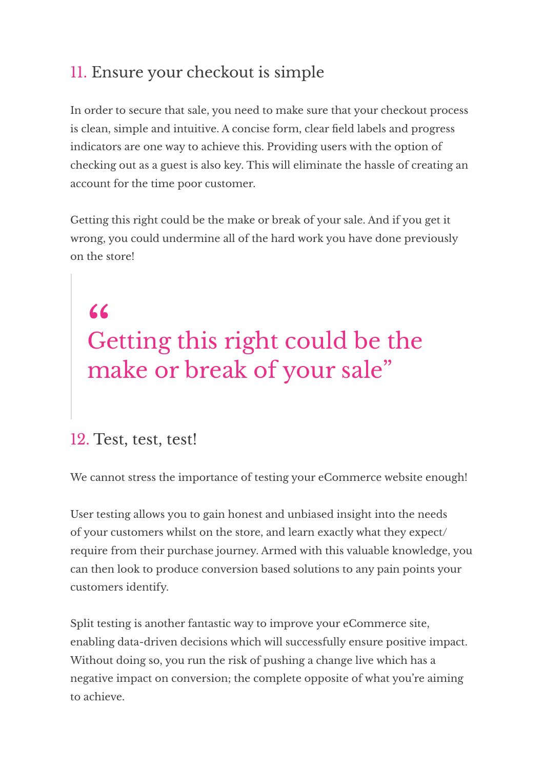## 11. Ensure your checkout is simple

In order to secure that sale, you need to make sure that your checkout process is clean, simple and intuitive. A concise form, clear field labels and progress indicators are one way to achieve this. Providing users with the option of checking out as a guest is also key. This will eliminate the hassle of creating an account for the time poor customer.

Getting this right could be the make or break of your sale. And if you get it wrong, you could undermine all of the hard work you have done previously on the store!

> “
> Getting this right could be the make or break of your sale”

## 12. Test, test, test!

We cannot stress the importance of testing your eCommerce website enough!

User testing allows you to gain honest and unbiased insight into the needs of your customers whilst on the store, and learn exactly what they expect/require from their purchase journey. Armed with this valuable knowledge, you can then look to produce conversion based solutions to any pain points your customers identify.

Split testing is another fantastic way to improve your eCommerce site, enabling data-driven decisions which will successfully ensure positive impact. Without doing so, you run the risk of pushing a change live which has a negative impact on conversion; the complete opposite of what you’re aiming to achieve.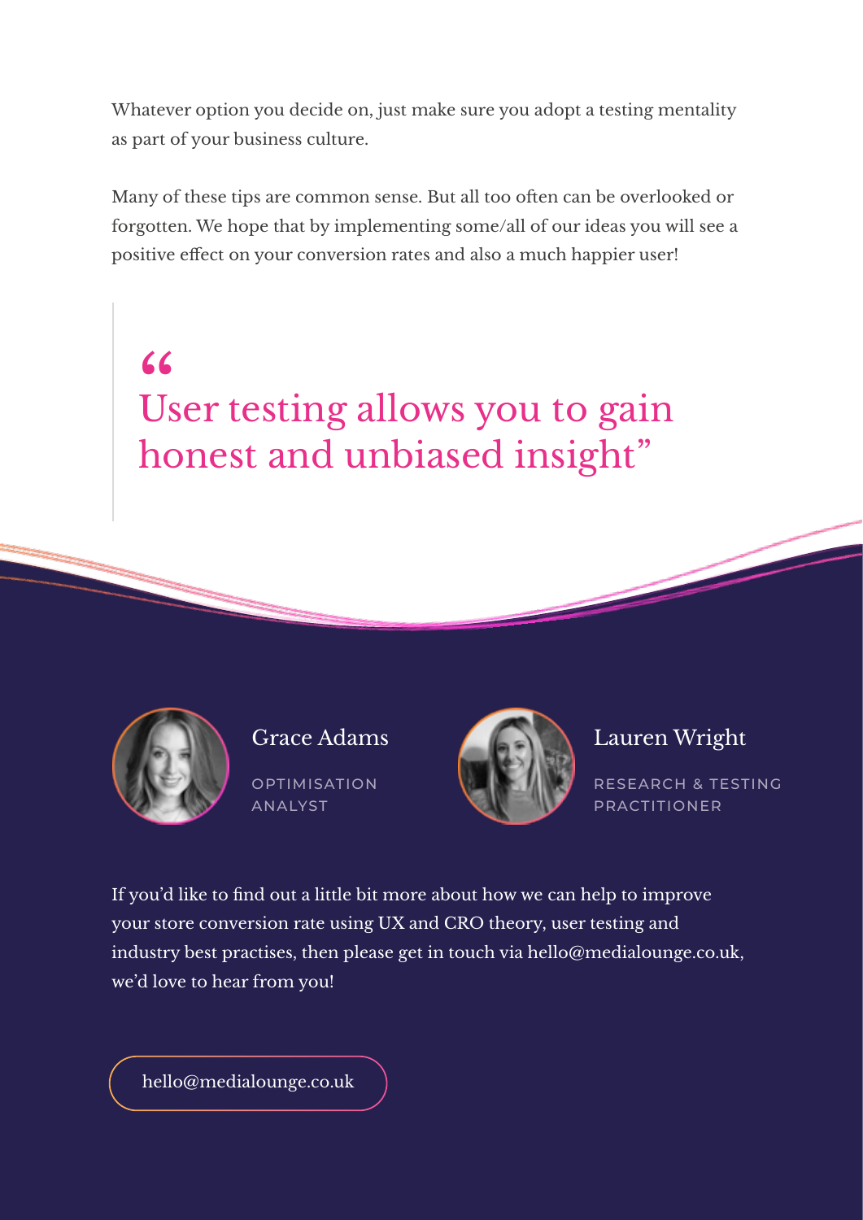Whatever option you decide on, just make sure you adopt a testing mentality as part of your business culture.

Many of these tips are common sense. But all too often can be overlooked or forgotten. We hope that by implementing some/all of our ideas you will see a positive effect on your conversion rates and also a much happier user!

> "
> User testing allows you to gain honest and unbiased insight"

Grace Adams

OPTIMISATION ANALYST

Lauren Wright

RESEARCH & TESTING PRACTITIONER

If you'd like to find out a little bit more about how we can help to improve your store conversion rate using UX and CRO theory, user testing and industry best practises, then please get in touch via hello@medialounge.co.uk, we'd love to hear from you!

hello@medialounge.co.uk